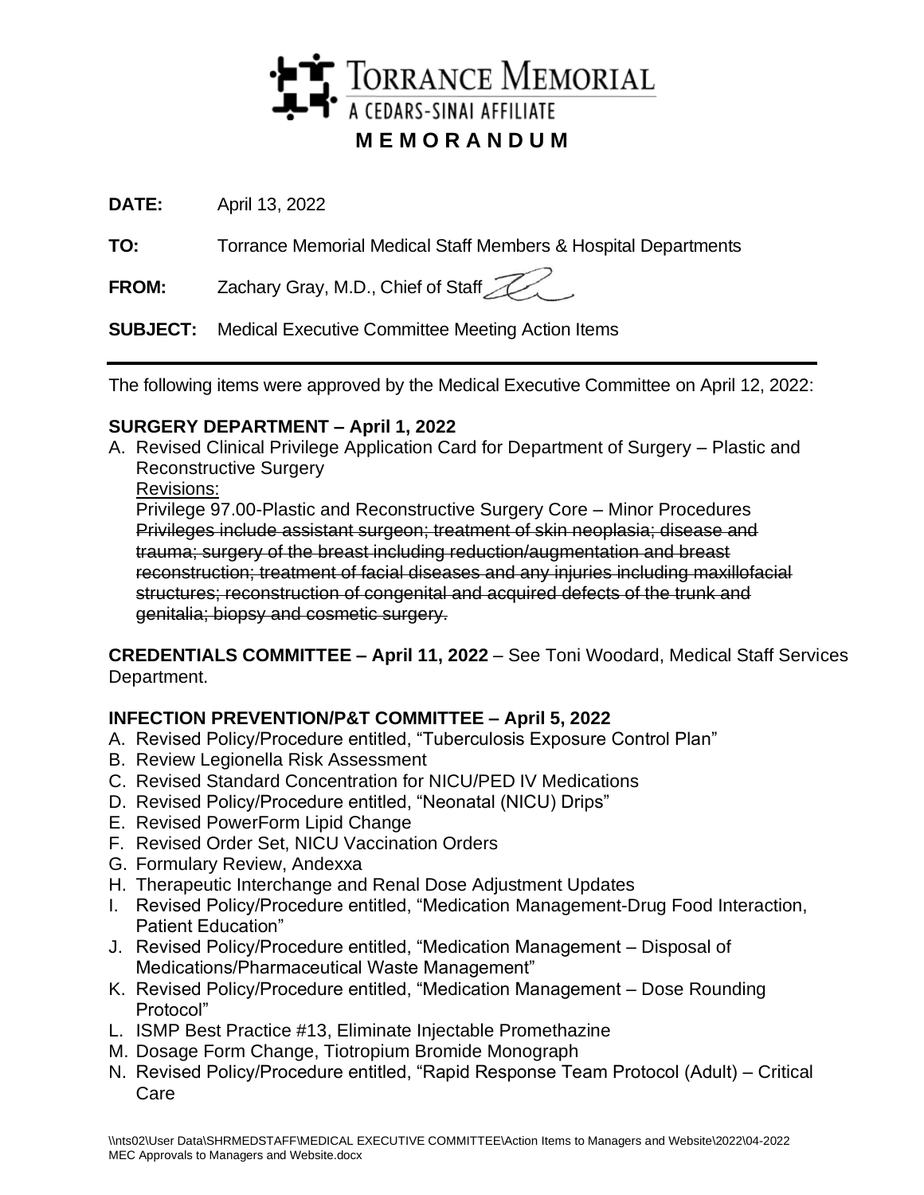# TORRANCE MEMORIAL
A CEDARS-SINAI AFFILIATE

## M E M O R A N D U M

**DATE:** April 13, 2022

**TO:** Torrance Memorial Medical Staff Members & Hospital Departments

**FROM:** Zachary Gray, M.D., Chief of Staff

**SUBJECT:** Medical Executive Committee Meeting Action Items

---

The following items were approved by the Medical Executive Committee on April 12, 2022:

**SURGERY DEPARTMENT – April 1, 2022**

A. Revised Clinical Privilege Application Card for Department of Surgery – Plastic and Reconstructive Surgery
   Revisions:
   Privilege 97.00-Plastic and Reconstructive Surgery Core – Minor Procedures
   ~~Privileges include assistant surgeon; treatment of skin neoplasia; disease and trauma; surgery of the breast including reduction/augmentation and breast reconstruction; treatment of facial diseases and any injuries including maxillofacial structures; reconstruction of congenital and acquired defects of the trunk and genitalia; biopsy and cosmetic surgery.~~

**CREDENTIALS COMMITTEE – April 11, 2022** – See Toni Woodard, Medical Staff Services Department.

**INFECTION PREVENTION/P&T COMMITTEE – April 5, 2022**

A. Revised Policy/Procedure entitled, "Tuberculosis Exposure Control Plan"
B. Review Legionella Risk Assessment
C. Revised Standard Concentration for NICU/PED IV Medications
D. Revised Policy/Procedure entitled, "Neonatal (NICU) Drips"
E. Revised PowerForm Lipid Change
F. Revised Order Set, NICU Vaccination Orders
G. Formulary Review, Andexxa
H. Therapeutic Interchange and Renal Dose Adjustment Updates
I. Revised Policy/Procedure entitled, "Medication Management-Drug Food Interaction, Patient Education"
J. Revised Policy/Procedure entitled, "Medication Management – Disposal of Medications/Pharmaceutical Waste Management"
K. Revised Policy/Procedure entitled, "Medication Management – Dose Rounding Protocol"
L. ISMP Best Practice #13, Eliminate Injectable Promethazine
M. Dosage Form Change, Tiotropium Bromide Monograph
N. Revised Policy/Procedure entitled, "Rapid Response Team Protocol (Adult) – Critical Care

\\nts02\User Data\SHRMEDSTAFF\MEDICAL EXECUTIVE COMMITTEE\Action Items to Managers and Website\2022\04-2022 MEC Approvals to Managers and Website.docx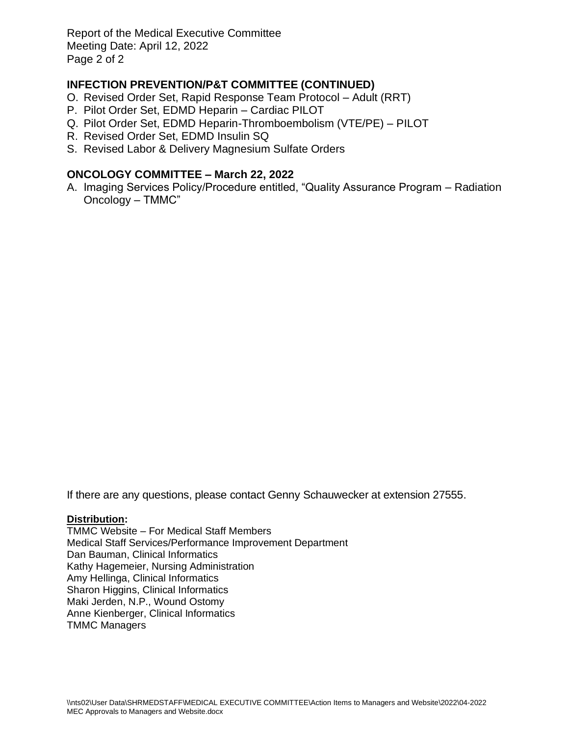## INFECTION PREVENTION/P&T COMMITTEE (CONTINUED)

O. Revised Order Set, Rapid Response Team Protocol – Adult (RRT)
P. Pilot Order Set, EDMD Heparin – Cardiac PILOT
Q. Pilot Order Set, EDMD Heparin-Thromboembolism (VTE/PE) – PILOT
R. Revised Order Set, EDMD Insulin SQ
S. Revised Labor & Delivery Magnesium Sulfate Orders

## ONCOLOGY COMMITTEE – March 22, 2022

A. Imaging Services Policy/Procedure entitled, “Quality Assurance Program – Radiation Oncology – TMMC”

If there are any questions, please contact Genny Schauwecker at extension 27555.

**Distribution:**

TMMC Website – For Medical Staff Members
Medical Staff Services/Performance Improvement Department
Dan Bauman, Clinical Informatics
Kathy Hagemeier, Nursing Administration
Amy Hellinga, Clinical Informatics
Sharon Higgins, Clinical Informatics
Maki Jerden, N.P., Wound Ostomy
Anne Kienberger, Clinical Informatics
TMMC Managers

\\nts02\User Data\SHRMEDSTAFF\MEDICAL EXECUTIVE COMMITTEE\Action Items to Managers and Website\2022\04-2022 MEC Approvals to Managers and Website.docx